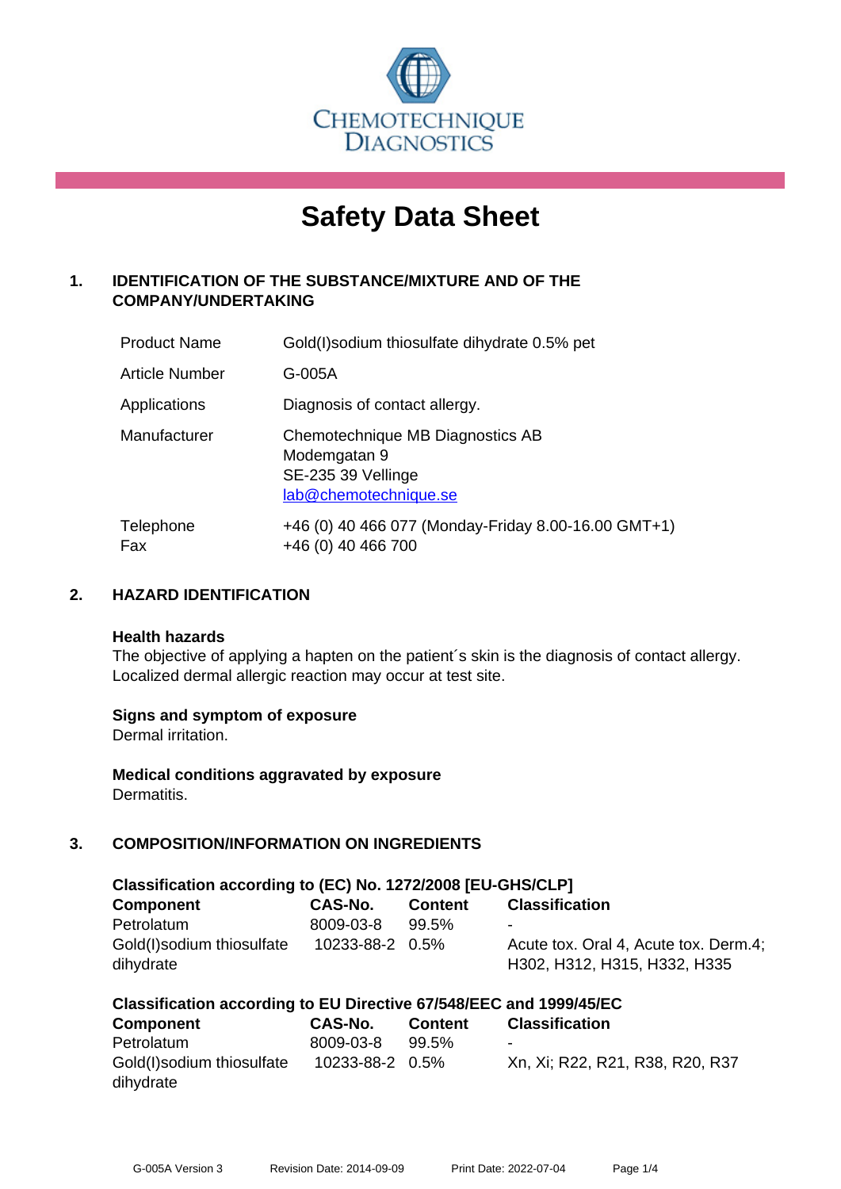CHEMOTECHNIQUE DIAGNOSTICS

# Safety Data Sheet

## 1. IDENTIFICATION OF THE SUBSTANCE/MIXTURE AND OF THE COMPANY/UNDERTAKING

| | |
|---|---|
| Product Name | Gold(I)sodium thiosulfate dihydrate 0.5% pet |
| Article Number | G-005A |
| Applications | Diagnosis of contact allergy. |
| Manufacturer | Chemotechnique MB Diagnostics AB<br>Modemgatan 9<br>SE-235 39 Vellinge<br>lab@chemotechnique.se |
| Telephone<br>Fax | +46 (0) 40 466 077 (Monday-Friday 8.00-16.00 GMT+1)<br>+46 (0) 40 466 700 |

## 2. HAZARD IDENTIFICATION

**Health hazards**

The objective of applying a hapten on the patient´s skin is the diagnosis of contact allergy. Localized dermal allergic reaction may occur at test site.

**Signs and symptom of exposure**

Dermal irritation.

**Medical conditions aggravated by exposure**

Dermatitis.

## 3. COMPOSITION/INFORMATION ON INGREDIENTS

**Classification according to (EC) No. 1272/2008 [EU-GHS/CLP]**

| Component | CAS-No. | Content | Classification |
|---|---|---|---|
| Petrolatum | 8009-03-8 | 99.5% | - |
| Gold(I)sodium thiosulfate dihydrate | 10233-88-2 | 0.5% | Acute tox. Oral 4, Acute tox. Derm.4; H302, H312, H315, H332, H335 |

**Classification according to EU Directive 67/548/EEC and 1999/45/EC**

| Component | CAS-No. | Content | Classification |
|---|---|---|---|
| Petrolatum | 8009-03-8 | 99.5% | - |
| Gold(I)sodium thiosulfate dihydrate | 10233-88-2 | 0.5% | Xn, Xi; R22, R21, R38, R20, R37 |

G-005A Version 3 Revision Date: 2014-09-09 Print Date: 2022-07-04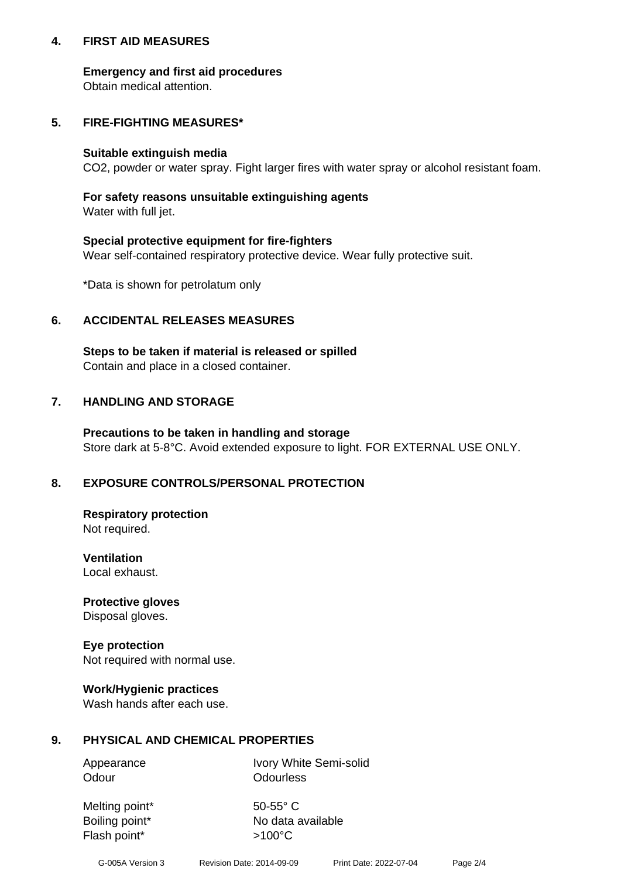## 4. FIRST AID MEASURES

**Emergency and first aid procedures**
Obtain medical attention.

## 5. FIRE-FIGHTING MEASURES*

**Suitable extinguish media**
$CO_2$, powder or water spray. Fight larger fires with water spray or alcohol resistant foam.

**For safety reasons unsuitable extinguishing agents**
Water with full jet.

**Special protective equipment for fire-fighters**
Wear self-contained respiratory protective device. Wear fully protective suit.

*Data is shown for petrolatum only

## 6. ACCIDENTAL RELEASES MEASURES

**Steps to be taken if material is released or spilled**
Contain and place in a closed container.

## 7. HANDLING AND STORAGE

**Precautions to be taken in handling and storage**
Store dark at 5-8°C. Avoid extended exposure to light. FOR EXTERNAL USE ONLY.

## 8. EXPOSURE CONTROLS/PERSONAL PROTECTION

**Respiratory protection**
Not required.

**Ventilation**
Local exhaust.

**Protective gloves**
Disposal gloves.

**Eye protection**
Not required with normal use.

**Work/Hygienic practices**
Wash hands after each use.

## 9. PHYSICAL AND CHEMICAL PROPERTIES

| | |
|---|---|
| Appearance | Ivory White Semi-solid |
| Odour | Odourless |
| Melting point* | 50-55° C |
| Boiling point* | No data available |
| Flash point* | >100°C |

G-005A Version 3 Revision Date: 2014-09-09 Print Date: 2022-07-04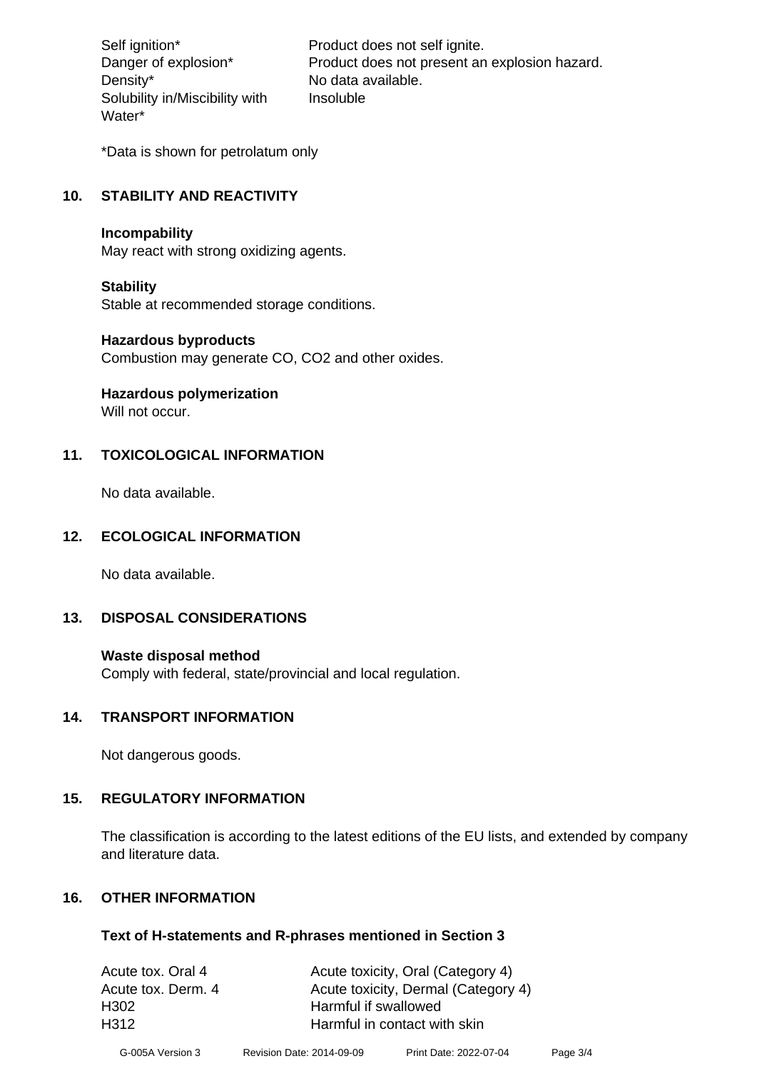| | |
|---|---|
| Self ignition* | Product does not self ignite. |
| Danger of explosion* | Product does not present an explosion hazard. |
| Density* | No data available. |
| Solubility in/Miscibility with Water* | Insoluble |

*Data is shown for petrolatum only

## 10. STABILITY AND REACTIVITY

**Incompability**
May react with strong oxidizing agents.

**Stability**
Stable at recommended storage conditions.

**Hazardous byproducts**
Combustion may generate CO, $CO_2$ and other oxides.

**Hazardous polymerization**
Will not occur.

## 11. TOXICOLOGICAL INFORMATION

No data available.

## 12. ECOLOGICAL INFORMATION

No data available.

## 13. DISPOSAL CONSIDERATIONS

**Waste disposal method**
Comply with federal, state/provincial and local regulation.

## 14. TRANSPORT INFORMATION

Not dangerous goods.

## 15. REGULATORY INFORMATION

The classification is according to the latest editions of the EU lists, and extended by company and literature data.

## 16. OTHER INFORMATION

**Text of H-statements and R-phrases mentioned in Section 3**

| | |
|---|---|
| Acute tox. Oral 4 | Acute toxicity, Oral (Category 4) |
| Acute tox. Derm. 4 | Acute toxicity, Dermal (Category 4) |
| H302 | Harmful if swallowed |
| H312 | Harmful in contact with skin |

G-005A Version 3 Revision Date: 2014-09-09 Print Date: 2022-07-04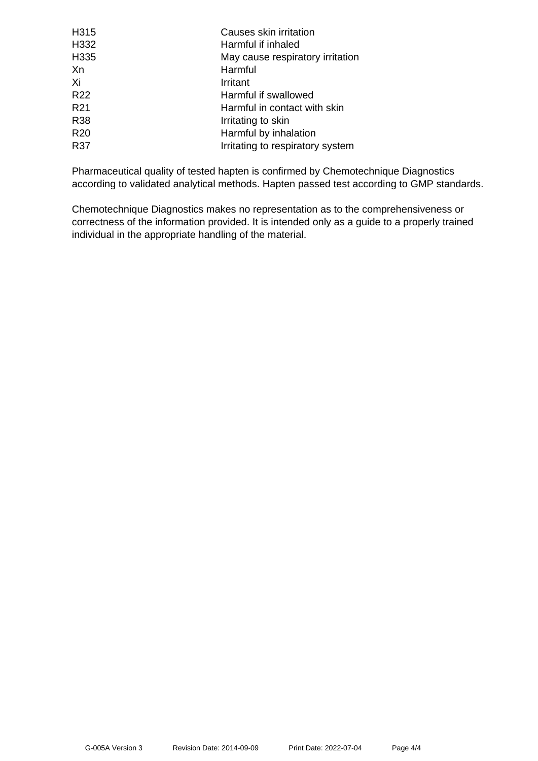| | |
|---|---|
| H315 | Causes skin irritation |
| H332 | Harmful if inhaled |
| H335 | May cause respiratory irritation |
| Xn | Harmful |
| Xi | Irritant |
| R22 | Harmful if swallowed |
| R21 | Harmful in contact with skin |
| R38 | Irritating to skin |
| R20 | Harmful by inhalation |
| R37 | Irritating to respiratory system |

Pharmaceutical quality of tested hapten is confirmed by Chemotechnique Diagnostics according to validated analytical methods. Hapten passed test according to GMP standards.

Chemotechnique Diagnostics makes no representation as to the comprehensiveness or correctness of the information provided. It is intended only as a guide to a properly trained individual in the appropriate handling of the material.